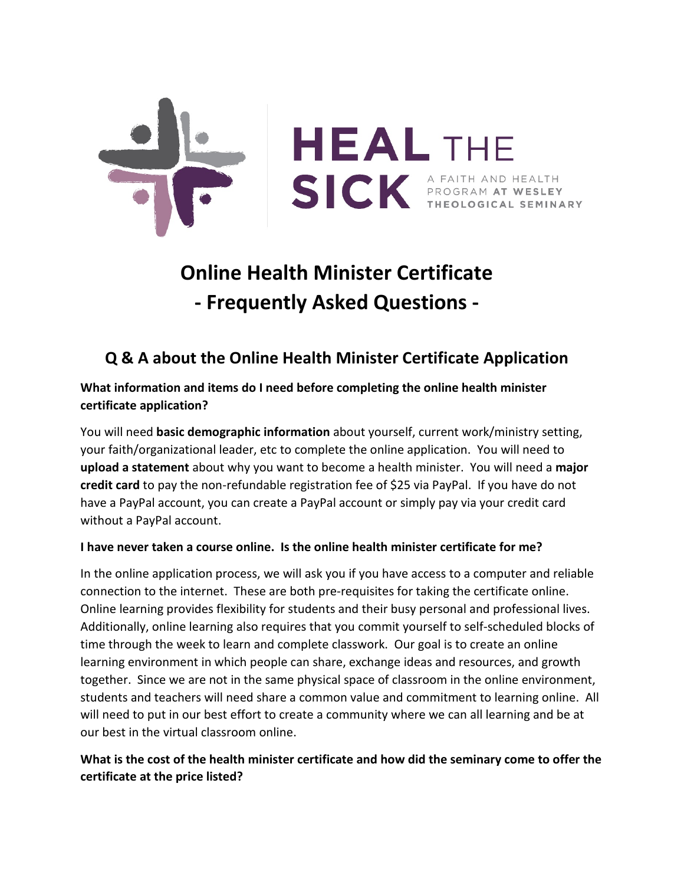HEAL THE SICK

A FAITH AND HEALTH PROGRAM AT WESLEY THEOLOGICAL SEMINARY

# Online Health Minister Certificate
# - Frequently Asked Questions -

## Q & A about the Online Health Minister Certificate Application

**What information and items do I need before completing the online health minister certificate application?**

You will need **basic demographic information** about yourself, current work/ministry setting, your faith/organizational leader, etc to complete the online application. You will need to **upload a statement** about why you want to become a health minister. You will need a **major credit card** to pay the non-refundable registration fee of $25 via PayPal. If you have do not have a PayPal account, you can create a PayPal account or simply pay via your credit card without a PayPal account.

**I have never taken a course online. Is the online health minister certificate for me?**

In the online application process, we will ask you if you have access to a computer and reliable connection to the internet. These are both pre-requisites for taking the certificate online. Online learning provides flexibility for students and their busy personal and professional lives. Additionally, online learning also requires that you commit yourself to self-scheduled blocks of time through the week to learn and complete classwork. Our goal is to create an online learning environment in which people can share, exchange ideas and resources, and growth together. Since we are not in the same physical space of classroom in the online environment, students and teachers will need share a common value and commitment to learning online. All will need to put in our best effort to create a community where we can all learning and be at our best in the virtual classroom online.

**What is the cost of the health minister certificate and how did the seminary come to offer the certificate at the price listed?**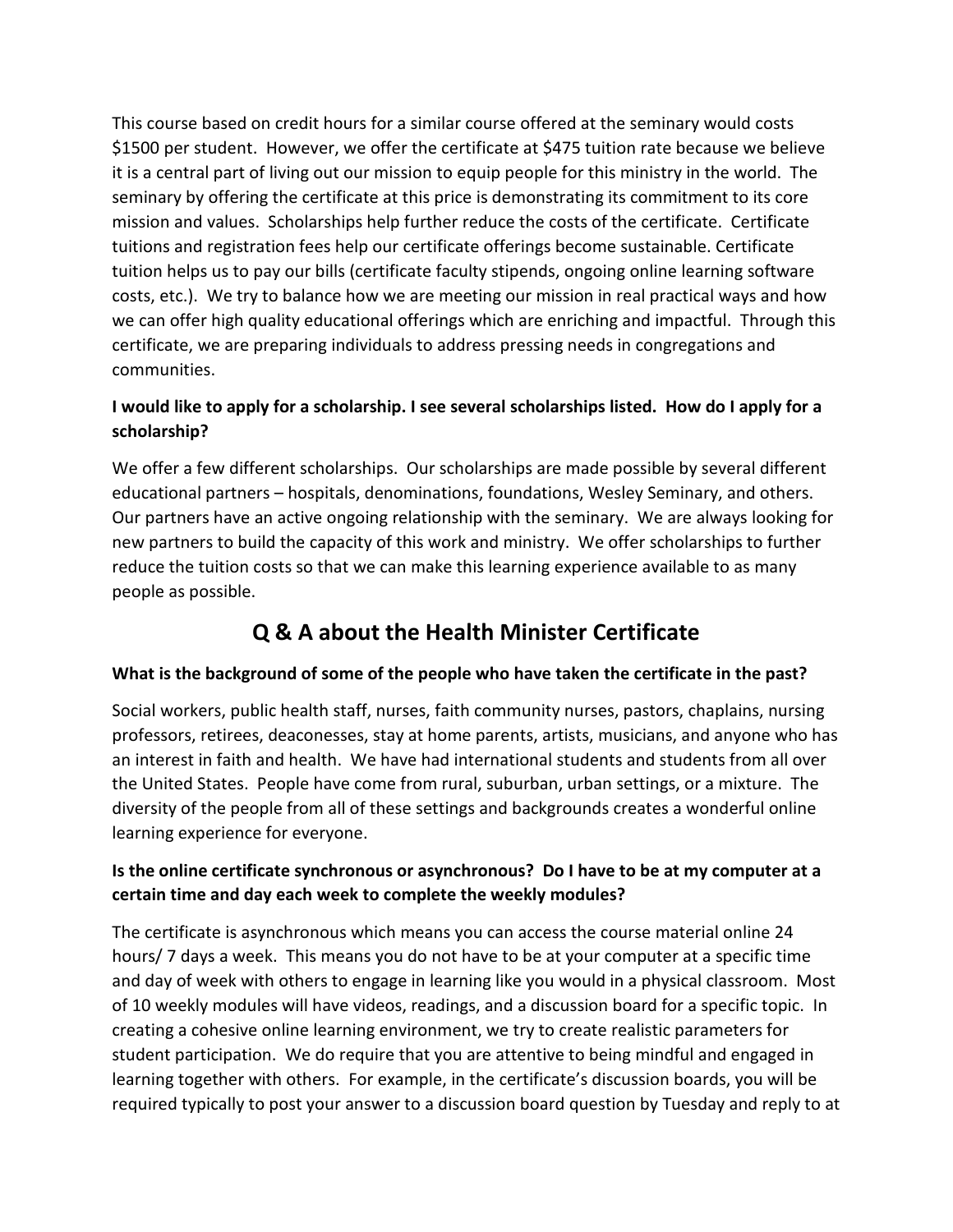This course based on credit hours for a similar course offered at the seminary would costs $1500 per student. However, we offer the certificate at $475 tuition rate because we believe it is a central part of living out our mission to equip people for this ministry in the world. The seminary by offering the certificate at this price is demonstrating its commitment to its core mission and values. Scholarships help further reduce the costs of the certificate. Certificate tuitions and registration fees help our certificate offerings become sustainable. Certificate tuition helps us to pay our bills (certificate faculty stipends, ongoing online learning software costs, etc.). We try to balance how we are meeting our mission in real practical ways and how we can offer high quality educational offerings which are enriching and impactful. Through this certificate, we are preparing individuals to address pressing needs in congregations and communities.

**I would like to apply for a scholarship. I see several scholarships listed. How do I apply for a scholarship?**

We offer a few different scholarships. Our scholarships are made possible by several different educational partners – hospitals, denominations, foundations, Wesley Seminary, and others. Our partners have an active ongoing relationship with the seminary. We are always looking for new partners to build the capacity of this work and ministry. We offer scholarships to further reduce the tuition costs so that we can make this learning experience available to as many people as possible.

## Q & A about the Health Minister Certificate

**What is the background of some of the people who have taken the certificate in the past?**

Social workers, public health staff, nurses, faith community nurses, pastors, chaplains, nursing professors, retirees, deaconesses, stay at home parents, artists, musicians, and anyone who has an interest in faith and health. We have had international students and students from all over the United States. People have come from rural, suburban, urban settings, or a mixture. The diversity of the people from all of these settings and backgrounds creates a wonderful online learning experience for everyone.

**Is the online certificate synchronous or asynchronous? Do I have to be at my computer at a certain time and day each week to complete the weekly modules?**

The certificate is asynchronous which means you can access the course material online 24 hours/ 7 days a week. This means you do not have to be at your computer at a specific time and day of week with others to engage in learning like you would in a physical classroom. Most of 10 weekly modules will have videos, readings, and a discussion board for a specific topic. In creating a cohesive online learning environment, we try to create realistic parameters for student participation. We do require that you are attentive to being mindful and engaged in learning together with others. For example, in the certificate's discussion boards, you will be required typically to post your answer to a discussion board question by Tuesday and reply to at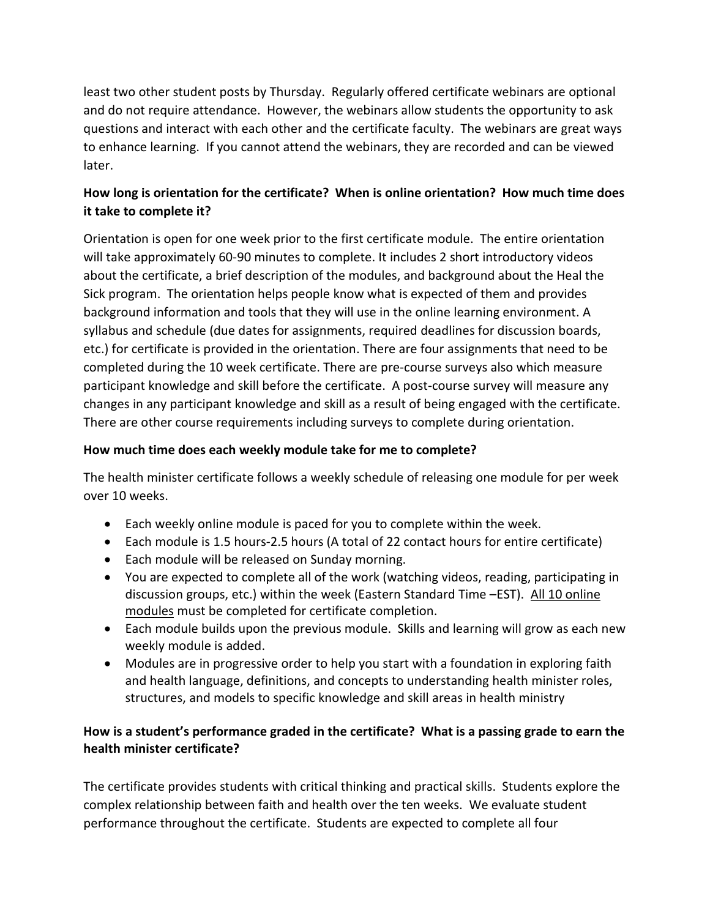least two other student posts by Thursday. Regularly offered certificate webinars are optional and do not require attendance. However, the webinars allow students the opportunity to ask questions and interact with each other and the certificate faculty. The webinars are great ways to enhance learning. If you cannot attend the webinars, they are recorded and can be viewed later.

**How long is orientation for the certificate? When is online orientation? How much time does it take to complete it?**

Orientation is open for one week prior to the first certificate module. The entire orientation will take approximately 60-90 minutes to complete. It includes 2 short introductory videos about the certificate, a brief description of the modules, and background about the Heal the Sick program. The orientation helps people know what is expected of them and provides background information and tools that they will use in the online learning environment. A syllabus and schedule (due dates for assignments, required deadlines for discussion boards, etc.) for certificate is provided in the orientation. There are four assignments that need to be completed during the 10 week certificate. There are pre-course surveys also which measure participant knowledge and skill before the certificate. A post-course survey will measure any changes in any participant knowledge and skill as a result of being engaged with the certificate. There are other course requirements including surveys to complete during orientation.

**How much time does each weekly module take for me to complete?**

The health minister certificate follows a weekly schedule of releasing one module for per week over 10 weeks.

- Each weekly online module is paced for you to complete within the week.
- Each module is 1.5 hours-2.5 hours (A total of 22 contact hours for entire certificate)
- Each module will be released on Sunday morning.
- You are expected to complete all of the work (watching videos, reading, participating in discussion groups, etc.) within the week (Eastern Standard Time –EST). All 10 online modules must be completed for certificate completion.
- Each module builds upon the previous module. Skills and learning will grow as each new weekly module is added.
- Modules are in progressive order to help you start with a foundation in exploring faith and health language, definitions, and concepts to understanding health minister roles, structures, and models to specific knowledge and skill areas in health ministry

**How is a student's performance graded in the certificate? What is a passing grade to earn the health minister certificate?**

The certificate provides students with critical thinking and practical skills. Students explore the complex relationship between faith and health over the ten weeks. We evaluate student performance throughout the certificate. Students are expected to complete all four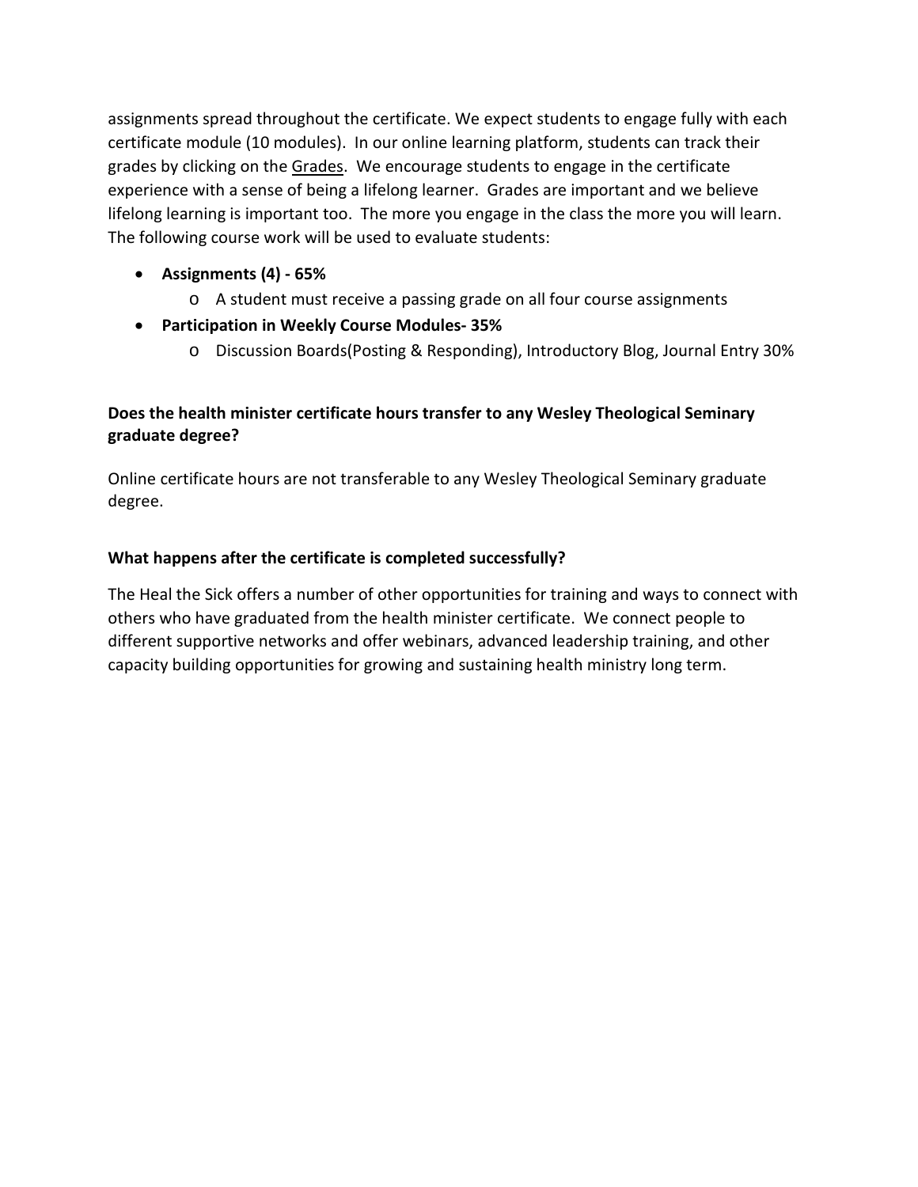assignments spread throughout the certificate. We expect students to engage fully with each certificate module (10 modules). In our online learning platform, students can track their grades by clicking on the Grades. We encourage students to engage in the certificate experience with a sense of being a lifelong learner. Grades are important and we believe lifelong learning is important too. The more you engage in the class the more you will learn. The following course work will be used to evaluate students:

- **Assignments (4) - 65%**
  - A student must receive a passing grade on all four course assignments
- **Participation in Weekly Course Modules- 35%**
  - Discussion Boards(Posting & Responding), Introductory Blog, Journal Entry 30%

**Does the health minister certificate hours transfer to any Wesley Theological Seminary graduate degree?**

Online certificate hours are not transferable to any Wesley Theological Seminary graduate degree.

**What happens after the certificate is completed successfully?**

The Heal the Sick offers a number of other opportunities for training and ways to connect with others who have graduated from the health minister certificate. We connect people to different supportive networks and offer webinars, advanced leadership training, and other capacity building opportunities for growing and sustaining health ministry long term.